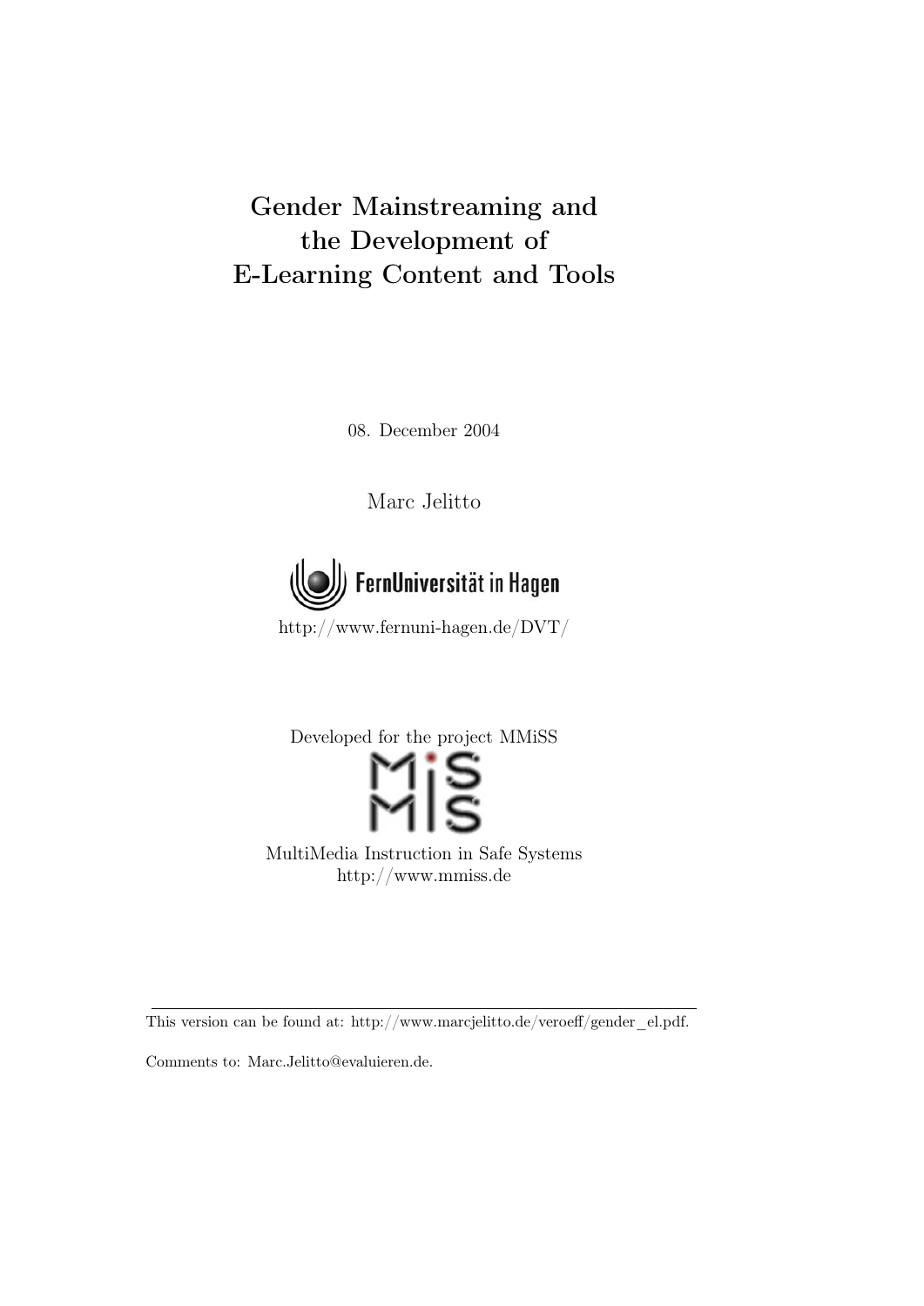# Gender Mainstreaming and the Development of E-Learning Content and Tools

08. December 2004

Marc Jelitto

FernUniversität in Hagen

http://www.fernuni-hagen.de/DVT/

Developed for the project MMiSS

MultiMedia Instruction in Safe Systems
http://www.mmiss.de

---

This version can be found at: http://www.marcjelitto.de/veroeff/gender_el.pdf.

Comments to: Marc.Jelitto@evaluieren.de.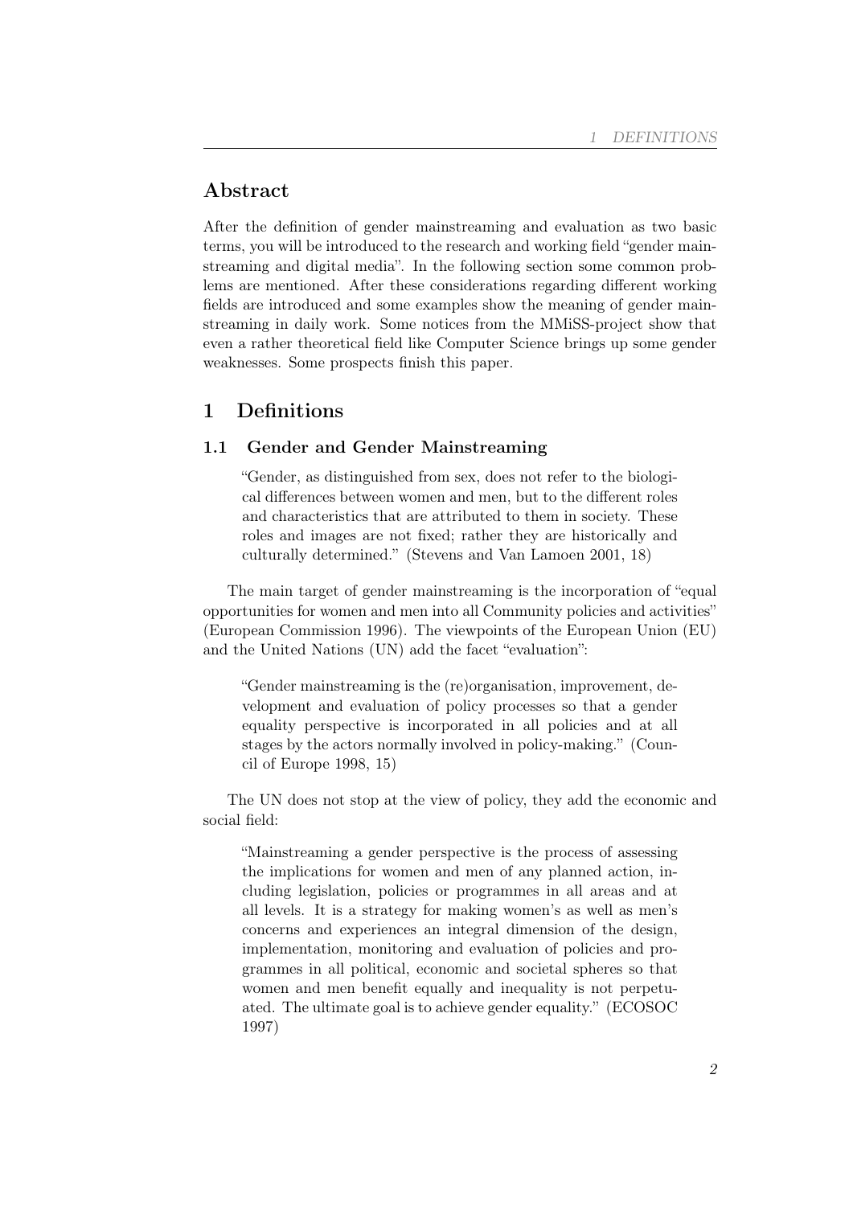## Abstract

After the definition of gender mainstreaming and evaluation as two basic terms, you will be introduced to the research and working field "gender mainstreaming and digital media". In the following section some common problems are mentioned. After these considerations regarding different working fields are introduced and some examples show the meaning of gender mainstreaming in daily work. Some notices from the MMiSS-project show that even a rather theoretical field like Computer Science brings up some gender weaknesses. Some prospects finish this paper.

# 1 Definitions

### 1.1 Gender and Gender Mainstreaming

> "Gender, as distinguished from sex, does not refer to the biological differences between women and men, but to the different roles and characteristics that are attributed to them in society. These roles and images are not fixed; rather they are historically and culturally determined." (Stevens and Van Lamoen 2001, 18)

The main target of gender mainstreaming is the incorporation of "equal opportunities for women and men into all Community policies and activities" (European Commission 1996). The viewpoints of the European Union (EU) and the United Nations (UN) add the facet "evaluation":

> "Gender mainstreaming is the (re)organisation, improvement, development and evaluation of policy processes so that a gender equality perspective is incorporated in all policies and at all stages by the actors normally involved in policy-making." (Council of Europe 1998, 15)

The UN does not stop at the view of policy, they add the economic and social field:

> "Mainstreaming a gender perspective is the process of assessing the implications for women and men of any planned action, including legislation, policies or programmes in all areas and at all levels. It is a strategy for making women's as well as men's concerns and experiences an integral dimension of the design, implementation, monitoring and evaluation of policies and programmes in all political, economic and societal spheres so that women and men benefit equally and inequality is not perpetuated. The ultimate goal is to achieve gender equality." (ECOSOC 1997)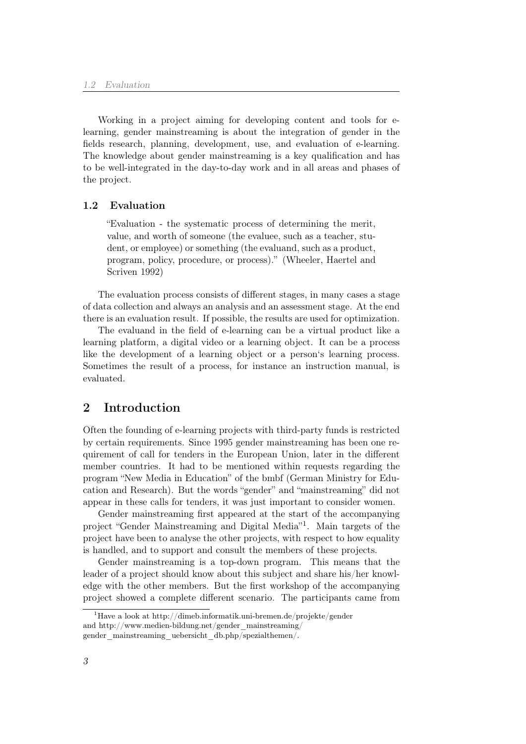Working in a project aiming for developing content and tools for e-learning, gender mainstreaming is about the integration of gender in the fields research, planning, development, use, and evaluation of e-learning. The knowledge about gender mainstreaming is a key qualification and has to be well-integrated in the day-to-day work and in all areas and phases of the project.

### 1.2 Evaluation

> "Evaluation - the systematic process of determining the merit, value, and worth of someone (the evaluee, such as a teacher, student, or employee) or something (the evaluand, such as a product, program, policy, procedure, or process)." (Wheeler, Haertel and Scriven 1992)

The evaluation process consists of different stages, in many cases a stage of data collection and always an analysis and an assessment stage. At the end there is an evaluation result. If possible, the results are used for optimization.

The evaluand in the field of e-learning can be a virtual product like a learning platform, a digital video or a learning object. It can be a process like the development of a learning object or a person's learning process. Sometimes the result of a process, for instance an instruction manual, is evaluated.

## 2 Introduction

Often the founding of e-learning projects with third-party funds is restricted by certain requirements. Since 1995 gender mainstreaming has been one requirement of call for tenders in the European Union, later in the different member countries. It had to be mentioned within requests regarding the program "New Media in Education" of the bmbf (German Ministry for Education and Research). But the words "gender" and "mainstreaming" did not appear in these calls for tenders, it was just important to consider women.

Gender mainstreaming first appeared at the start of the accompanying project "Gender Mainstreaming and Digital Media"[1]. Main targets of the project have been to analyse the other projects, with respect to how equality is handled, and to support and consult the members of these projects.

Gender mainstreaming is a top-down program. This means that the leader of a project should know about this subject and share his/her knowledge with the other members. But the first workshop of the accompanying project showed a complete different scenario. The participants came from

[1] Have a look at http://dimeb.informatik.uni-bremen.de/projekte/gender and http://www.medien-bildung.net/gender_mainstreaming/gender_mainstreaming_uebersicht_db.php/spezialthemen/.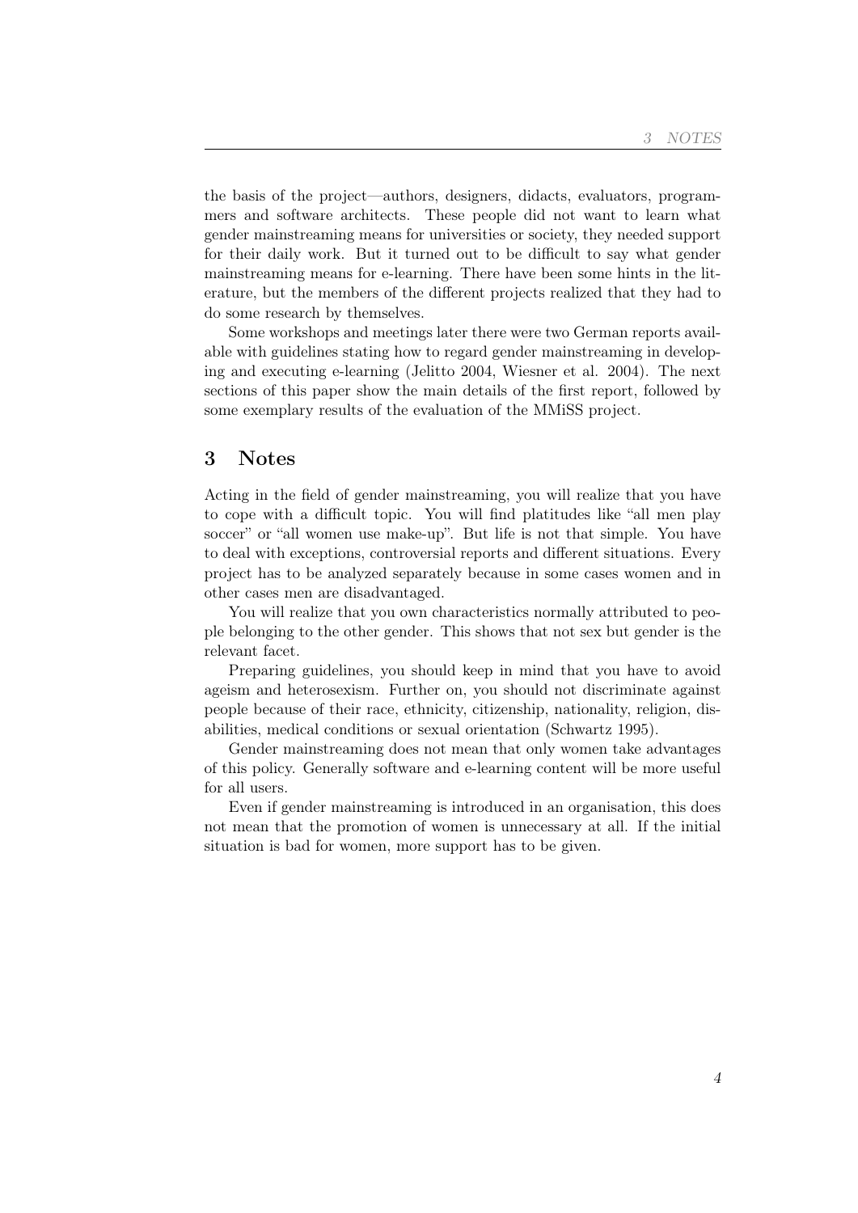the basis of the project—authors, designers, didacts, evaluators, programmers and software architects. These people did not want to learn what gender mainstreaming means for universities or society, they needed support for their daily work. But it turned out to be difficult to say what gender mainstreaming means for e-learning. There have been some hints in the literature, but the members of the different projects realized that they had to do some research by themselves.

Some workshops and meetings later there were two German reports available with guidelines stating how to regard gender mainstreaming in developing and executing e-learning (Jelitto 2004, Wiesner et al. 2004). The next sections of this paper show the main details of the first report, followed by some exemplary results of the evaluation of the MMiSS project.

## 3 Notes

Acting in the field of gender mainstreaming, you will realize that you have to cope with a difficult topic. You will find platitudes like "all men play soccer" or "all women use make-up". But life is not that simple. You have to deal with exceptions, controversial reports and different situations. Every project has to be analyzed separately because in some cases women and in other cases men are disadvantaged.

You will realize that you own characteristics normally attributed to people belonging to the other gender. This shows that not sex but gender is the relevant facet.

Preparing guidelines, you should keep in mind that you have to avoid ageism and heterosexism. Further on, you should not discriminate against people because of their race, ethnicity, citizenship, nationality, religion, disabilities, medical conditions or sexual orientation (Schwartz 1995).

Gender mainstreaming does not mean that only women take advantages of this policy. Generally software and e-learning content will be more useful for all users.

Even if gender mainstreaming is introduced in an organisation, this does not mean that the promotion of women is unnecessary at all. If the initial situation is bad for women, more support has to be given.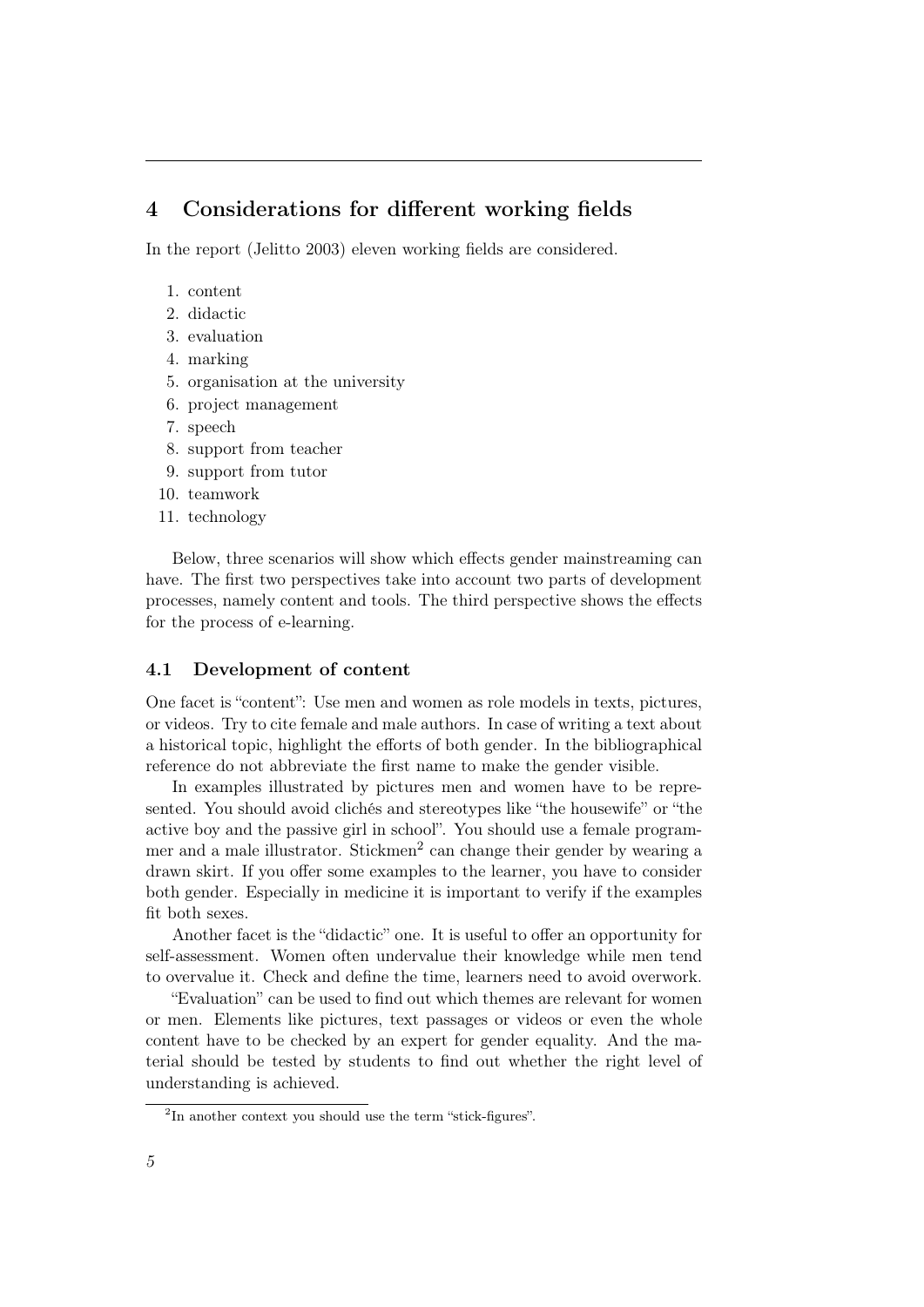## 4 Considerations for different working fields

In the report (Jelitto 2003) eleven working fields are considered.

1. content
2. didactic
3. evaluation
4. marking
5. organisation at the university
6. project management
7. speech
8. support from teacher
9. support from tutor
10. teamwork
11. technology

Below, three scenarios will show which effects gender mainstreaming can have. The first two perspectives take into account two parts of development processes, namely content and tools. The third perspective shows the effects for the process of e-learning.

### 4.1 Development of content

One facet is "content": Use men and women as role models in texts, pictures, or videos. Try to cite female and male authors. In case of writing a text about a historical topic, highlight the efforts of both gender. In the bibliographical reference do not abbreviate the first name to make the gender visible.

In examples illustrated by pictures men and women have to be represented. You should avoid clichés and stereotypes like "the housewife" or "the active boy and the passive girl in school". You should use a female programmer and a male illustrator. Stickmen[2] can change their gender by wearing a drawn skirt. If you offer some examples to the learner, you have to consider both gender. Especially in medicine it is important to verify if the examples fit both sexes.

Another facet is the "didactic" one. It is useful to offer an opportunity for self-assessment. Women often undervalue their knowledge while men tend to overvalue it. Check and define the time, learners need to avoid overwork.

"Evaluation" can be used to find out which themes are relevant for women or men. Elements like pictures, text passages or videos or even the whole content have to be checked by an expert for gender equality. And the material should be tested by students to find out whether the right level of understanding is achieved.

[2] In another context you should use the term "stick-figures".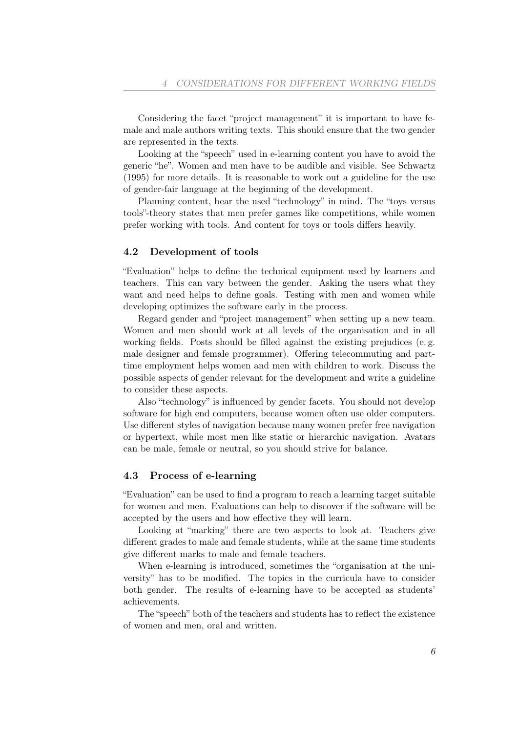Considering the facet “project management” it is important to have female and male authors writing texts. This should ensure that the two gender are represented in the texts.

Looking at the “speech” used in e-learning content you have to avoid the generic “he”. Women and men have to be audible and visible. See Schwartz (1995) for more details. It is reasonable to work out a guideline for the use of gender-fair language at the beginning of the development.

Planning content, bear the used “technology” in mind. The “toys versus tools”-theory states that men prefer games like competitions, while women prefer working with tools. And content for toys or tools differs heavily.

### 4.2 Development of tools

“Evaluation” helps to define the technical equipment used by learners and teachers. This can vary between the gender. Asking the users what they want and need helps to define goals. Testing with men and women while developing optimizes the software early in the process.

Regard gender and “project management” when setting up a new team. Women and men should work at all levels of the organisation and in all working fields. Posts should be filled against the existing prejudices (e. g. male designer and female programmer). Offering telecommuting and part-time employment helps women and men with children to work. Discuss the possible aspects of gender relevant for the development and write a guideline to consider these aspects.

Also “technology” is influenced by gender facets. You should not develop software for high end computers, because women often use older computers. Use different styles of navigation because many women prefer free navigation or hypertext, while most men like static or hierarchic navigation. Avatars can be male, female or neutral, so you should strive for balance.

### 4.3 Process of e-learning

“Evaluation” can be used to find a program to reach a learning target suitable for women and men. Evaluations can help to discover if the software will be accepted by the users and how effective they will learn.

Looking at “marking” there are two aspects to look at. Teachers give different grades to male and female students, while at the same time students give different marks to male and female teachers.

When e-learning is introduced, sometimes the “organisation at the university” has to be modified. The topics in the curricula have to consider both gender. The results of e-learning have to be accepted as students’ achievements.

The “speech” both of the teachers and students has to reflect the existence of women and men, oral and written.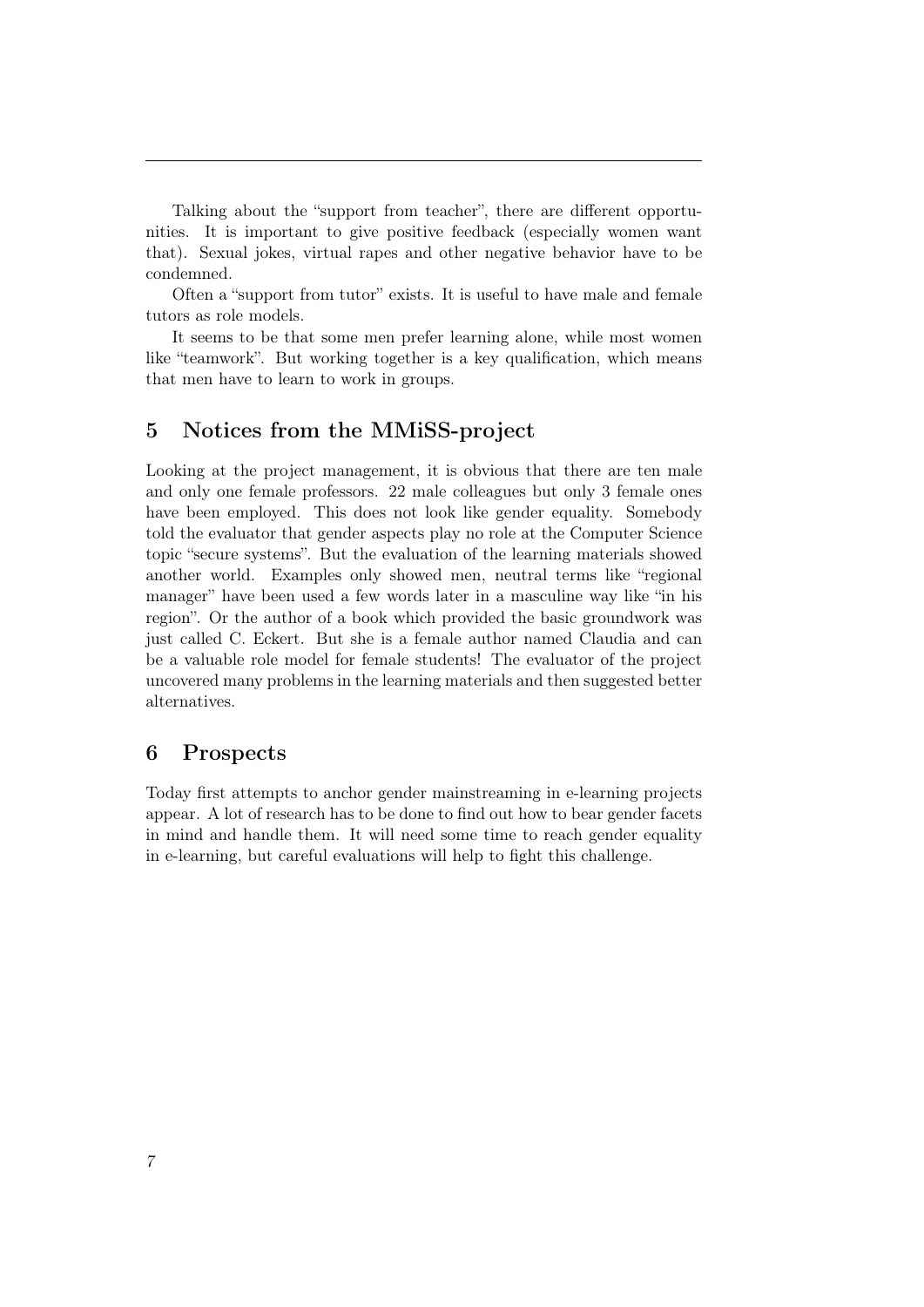Talking about the "support from teacher", there are different opportunities. It is important to give positive feedback (especially women want that). Sexual jokes, virtual rapes and other negative behavior have to be condemned.

Often a "support from tutor" exists. It is useful to have male and female tutors as role models.

It seems to be that some men prefer learning alone, while most women like "teamwork". But working together is a key qualification, which means that men have to learn to work in groups.

## 5 Notices from the MMiSS-project

Looking at the project management, it is obvious that there are ten male and only one female professors. 22 male colleagues but only 3 female ones have been employed. This does not look like gender equality. Somebody told the evaluator that gender aspects play no role at the Computer Science topic "secure systems". But the evaluation of the learning materials showed another world. Examples only showed men, neutral terms like "regional manager" have been used a few words later in a masculine way like "in his region". Or the author of a book which provided the basic groundwork was just called C. Eckert. But she is a female author named Claudia and can be a valuable role model for female students! The evaluator of the project uncovered many problems in the learning materials and then suggested better alternatives.

## 6 Prospects

Today first attempts to anchor gender mainstreaming in e-learning projects appear. A lot of research has to be done to find out how to bear gender facets in mind and handle them. It will need some time to reach gender equality in e-learning, but careful evaluations will help to fight this challenge.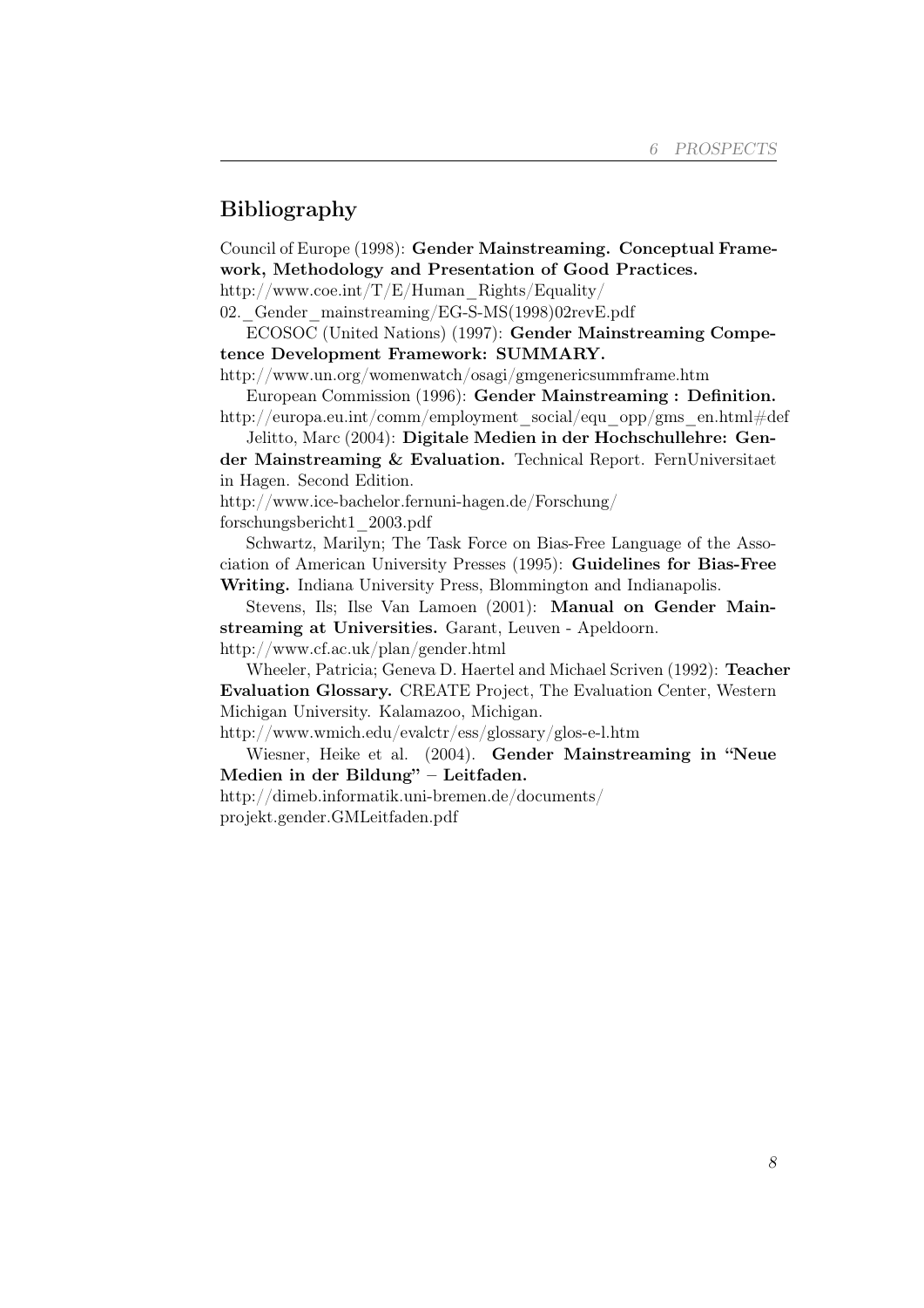## Bibliography

Council of Europe (1998): **Gender Mainstreaming. Conceptual Framework, Methodology and Presentation of Good Practices.**
http://www.coe.int/T/E/Human_Rights/Equality/
02._Gender_mainstreaming/EG-S-MS(1998)02revE.pdf

ECOSOC (United Nations) (1997): **Gender Mainstreaming Competence Development Framework: SUMMARY.**
http://www.un.org/womenwatch/osagi/gmgenericsummframe.htm

European Commission (1996): **Gender Mainstreaming : Definition.**
http://europa.eu.int/comm/employment_social/equ_opp/gms_en.html#def

Jelitto, Marc (2004): **Digitale Medien in der Hochschullehre: Gender Mainstreaming & Evaluation.** Technical Report. FernUniversitaet in Hagen. Second Edition.
http://www.ice-bachelor.fernuni-hagen.de/Forschung/
forschungsbericht1_2003.pdf

Schwartz, Marilyn; The Task Force on Bias-Free Language of the Association of American University Presses (1995): **Guidelines for Bias-Free Writing.** Indiana University Press, Blommington and Indianapolis.

Stevens, Ils; Ilse Van Lamoen (2001): **Manual on Gender Mainstreaming at Universities.** Garant, Leuven - Apeldoorn.
http://www.cf.ac.uk/plan/gender.html

Wheeler, Patricia; Geneva D. Haertel and Michael Scriven (1992): **Teacher Evaluation Glossary.** CREATE Project, The Evaluation Center, Western Michigan University. Kalamazoo, Michigan.
http://www.wmich.edu/evalctr/ess/glossary/glos-e-l.htm

Wiesner, Heike et al. (2004). **Gender Mainstreaming in "Neue Medien in der Bildung" – Leitfaden.**
http://dimeb.informatik.uni-bremen.de/documents/
projekt.gender.GMLeitfaden.pdf